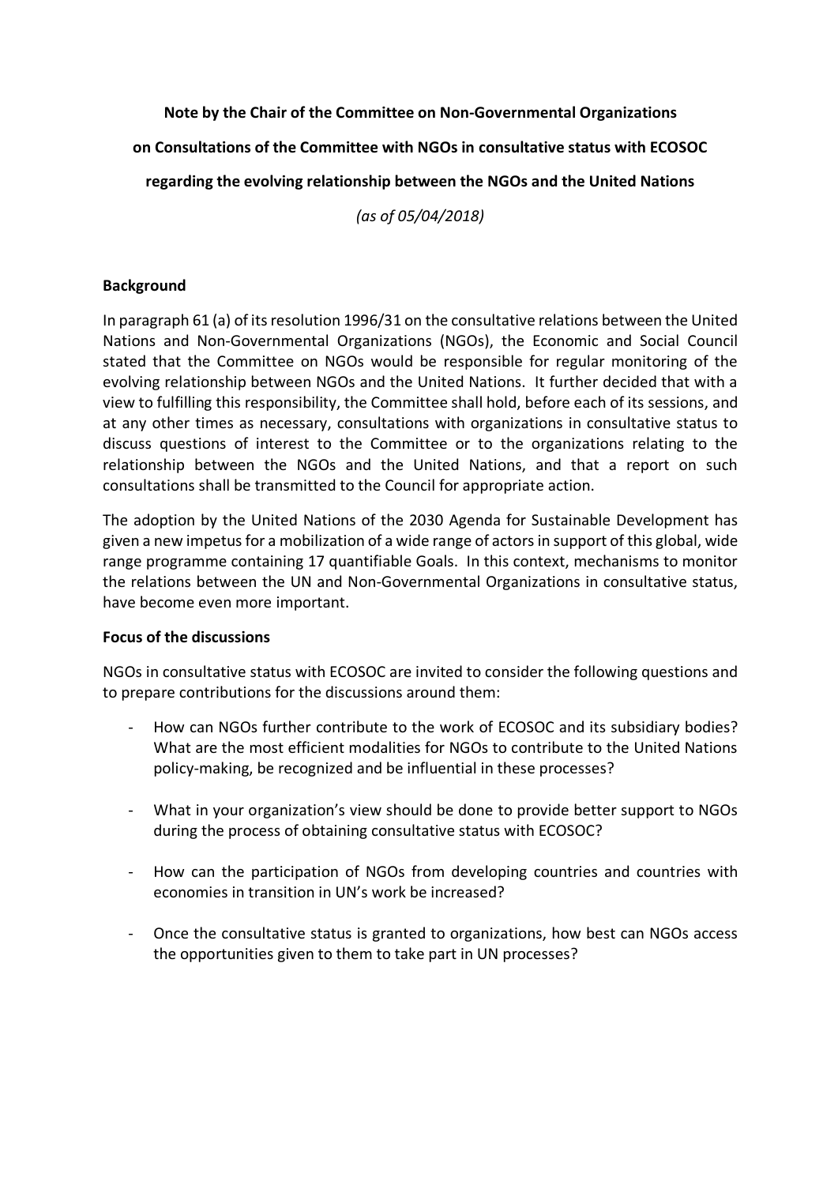**Note by the Chair of the Committee on Non-Governmental Organizations**

**on Consultations of the Committee with NGOs in consultative status with ECOSOC**

**regarding the evolving relationship between the NGOs and the United Nations**

*(as of 05/04/2018)*

**Background**

In paragraph 61 (a) of its resolution 1996/31 on the consultative relations between the United Nations and Non-Governmental Organizations (NGOs), the Economic and Social Council stated that the Committee on NGOs would be responsible for regular monitoring of the evolving relationship between NGOs and the United Nations. It further decided that with a view to fulfilling this responsibility, the Committee shall hold, before each of its sessions, and at any other times as necessary, consultations with organizations in consultative status to discuss questions of interest to the Committee or to the organizations relating to the relationship between the NGOs and the United Nations, and that a report on such consultations shall be transmitted to the Council for appropriate action.

The adoption by the United Nations of the 2030 Agenda for Sustainable Development has given a new impetus for a mobilization of a wide range of actors in support of this global, wide range programme containing 17 quantifiable Goals. In this context, mechanisms to monitor the relations between the UN and Non-Governmental Organizations in consultative status, have become even more important.

**Focus of the discussions**

NGOs in consultative status with ECOSOC are invited to consider the following questions and to prepare contributions for the discussions around them:

- How can NGOs further contribute to the work of ECOSOC and its subsidiary bodies? What are the most efficient modalities for NGOs to contribute to the United Nations policy-making, be recognized and be influential in these processes?

- What in your organization's view should be done to provide better support to NGOs during the process of obtaining consultative status with ECOSOC?

- How can the participation of NGOs from developing countries and countries with economies in transition in UN's work be increased?

- Once the consultative status is granted to organizations, how best can NGOs access the opportunities given to them to take part in UN processes?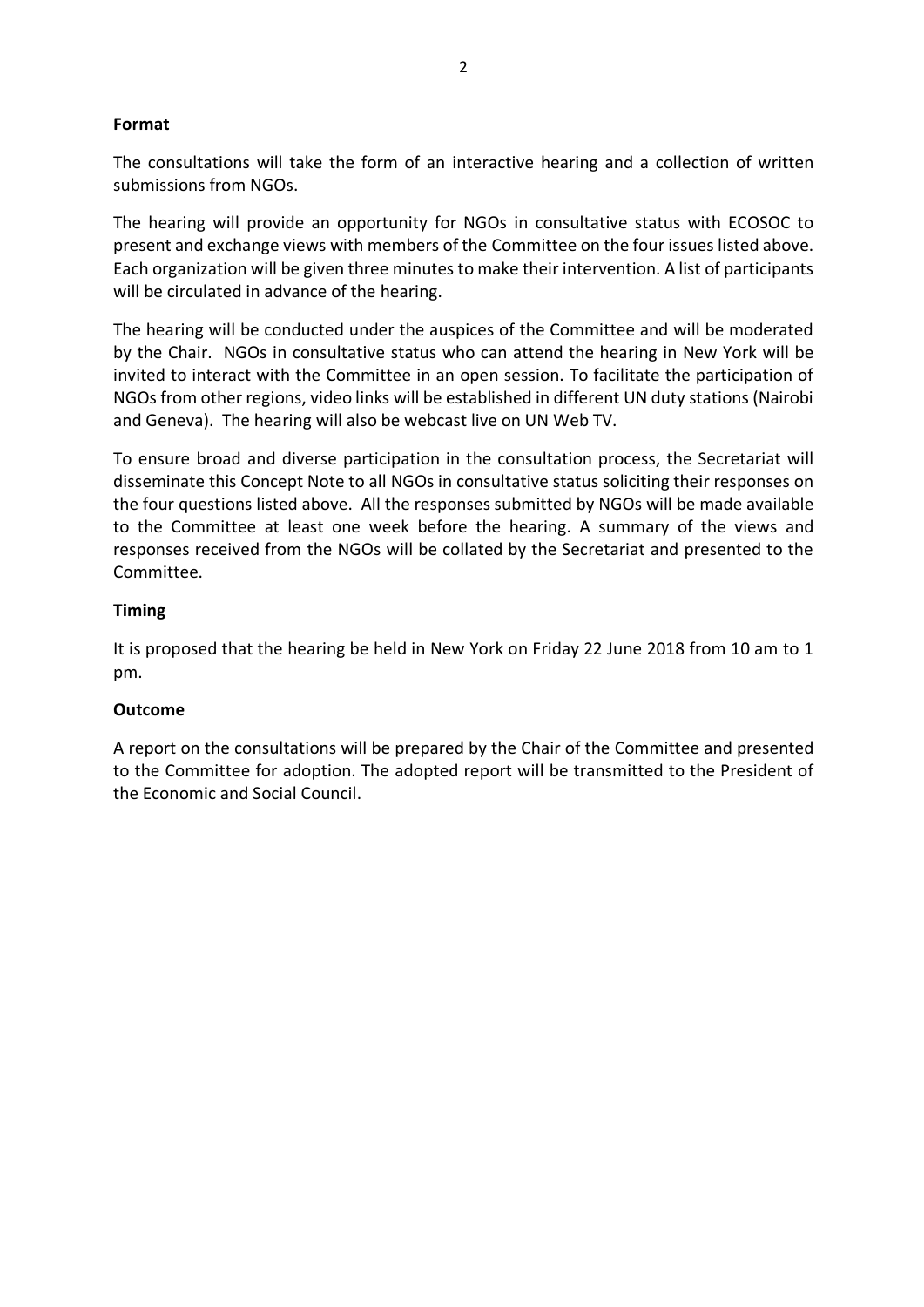**Format**

The consultations will take the form of an interactive hearing and a collection of written submissions from NGOs.

The hearing will provide an opportunity for NGOs in consultative status with ECOSOC to present and exchange views with members of the Committee on the four issues listed above. Each organization will be given three minutes to make their intervention. A list of participants will be circulated in advance of the hearing.

The hearing will be conducted under the auspices of the Committee and will be moderated by the Chair. NGOs in consultative status who can attend the hearing in New York will be invited to interact with the Committee in an open session. To facilitate the participation of NGOs from other regions, video links will be established in different UN duty stations (Nairobi and Geneva). The hearing will also be webcast live on UN Web TV.

To ensure broad and diverse participation in the consultation process, the Secretariat will disseminate this Concept Note to all NGOs in consultative status soliciting their responses on the four questions listed above. All the responses submitted by NGOs will be made available to the Committee at least one week before the hearing. A summary of the views and responses received from the NGOs will be collated by the Secretariat and presented to the Committee.

**Timing**

It is proposed that the hearing be held in New York on Friday 22 June 2018 from 10 am to 1 pm.

**Outcome**

A report on the consultations will be prepared by the Chair of the Committee and presented to the Committee for adoption. The adopted report will be transmitted to the President of the Economic and Social Council.